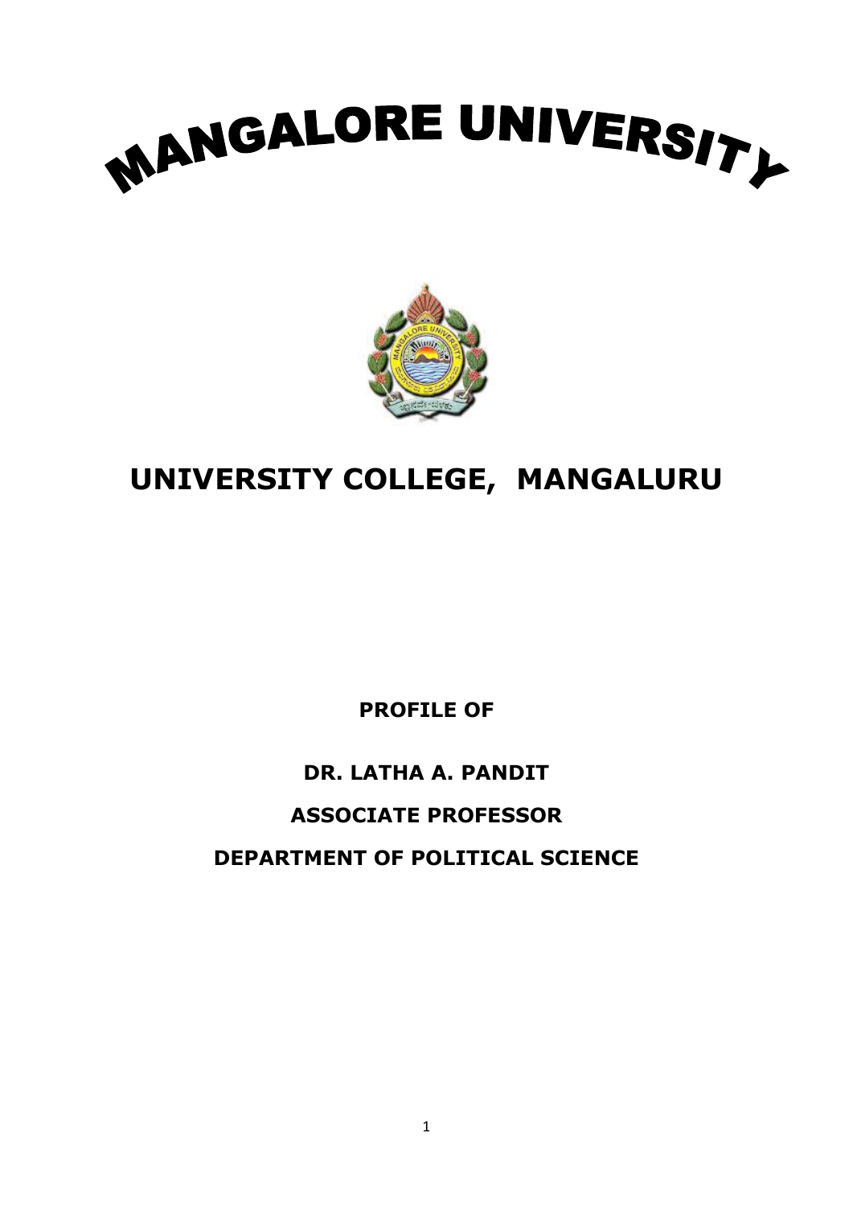# MANGALORE UNIVERSITY

## UNIVERSITY COLLEGE, MANGALURU

**PROFILE OF**

**DR. LATHA A. PANDIT**

**ASSOCIATE PROFESSOR**

**DEPARTMENT OF POLITICAL SCIENCE**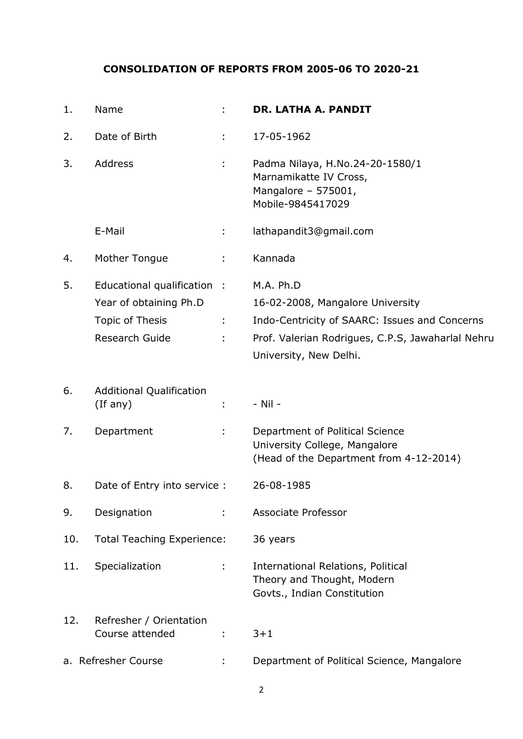**CONSOLIDATION OF REPORTS FROM 2005-06 TO 2020-21**

| | | | |
|---|---|---|---|
| 1. | Name | : | **DR. LATHA A. PANDIT** |
| 2. | Date of Birth | : | 17-05-1962 |
| 3. | Address | : | Padma Nilaya, H.No.24-20-1580/1<br>Marnamikatte IV Cross,<br>Mangalore – 575001,<br>Mobile-9845417029 |
| | E-Mail | : | lathapandit3@gmail.com |
| 4. | Mother Tongue | : | Kannada |
| 5. | Educational qualification | : | M.A. Ph.D |
| | Year of obtaining Ph.D | | 16-02-2008, Mangalore University |
| | Topic of Thesis | : | Indo-Centricity of SAARC: Issues and Concerns |
| | Research Guide | : | Prof. Valerian Rodrigues, C.P.S, Jawaharlal Nehru University, New Delhi. |
| 6. | Additional Qualification (If any) | : | - Nil - |
| 7. | Department | : | Department of Political Science<br>University College, Mangalore<br>(Head of the Department from 4-12-2014) |
| 8. | Date of Entry into service | : | 26-08-1985 |
| 9. | Designation | : | Associate Professor |
| 10. | Total Teaching Experience | : | 36 years |
| 11. | Specialization | : | International Relations, Political Theory and Thought, Modern Govts., Indian Constitution |
| 12. | Refresher / Orientation Course attended | : | 3+1 |
| a. | Refresher Course | : | Department of Political Science, Mangalore |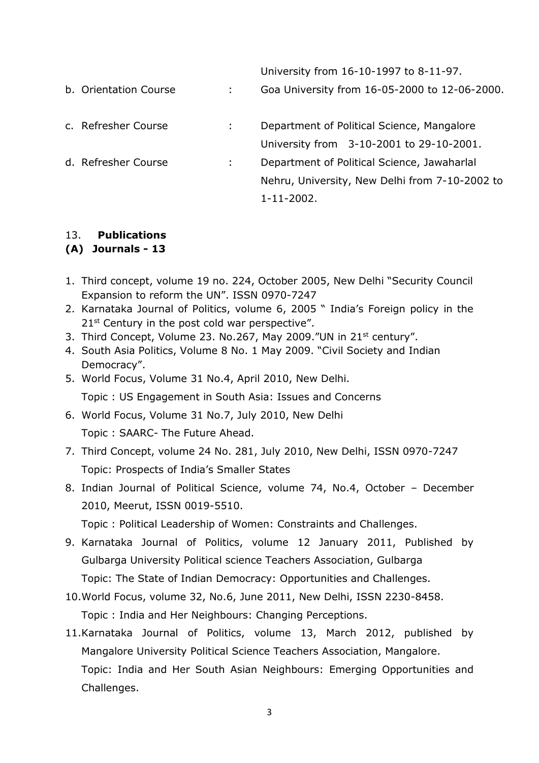University from 16-10-1997 to 8-11-97.

b. Orientation Course : Goa University from 16-05-2000 to 12-06-2000.

c. Refresher Course : Department of Political Science, Mangalore University from 3-10-2001 to 29-10-2001.

d. Refresher Course : Department of Political Science, Jawaharlal Nehru, University, New Delhi from 7-10-2002 to 1-11-2002.

13. **Publications**

**(A) Journals - 13**

1. Third concept, volume 19 no. 224, October 2005, New Delhi "Security Council Expansion to reform the UN". ISSN 0970-7247
2. Karnataka Journal of Politics, volume 6, 2005 " India's Foreign policy in the 21st Century in the post cold war perspective".
3. Third Concept, Volume 23. No.267, May 2009."UN in 21st century".
4. South Asia Politics, Volume 8 No. 1 May 2009. "Civil Society and Indian Democracy".
5. World Focus, Volume 31 No.4, April 2010, New Delhi.

   Topic : US Engagement in South Asia: Issues and Concerns
6. World Focus, Volume 31 No.7, July 2010, New Delhi

   Topic : SAARC- The Future Ahead.
7. Third Concept, volume 24 No. 281, July 2010, New Delhi, ISSN 0970-7247

   Topic: Prospects of India's Smaller States
8. Indian Journal of Political Science, volume 74, No.4, October – December 2010, Meerut, ISSN 0019-5510.

   Topic : Political Leadership of Women: Constraints and Challenges.
9. Karnataka Journal of Politics, volume 12 January 2011, Published by Gulbarga University Political science Teachers Association, Gulbarga

   Topic: The State of Indian Democracy: Opportunities and Challenges.
10. World Focus, volume 32, No.6, June 2011, New Delhi, ISSN 2230-8458.

    Topic : India and Her Neighbours: Changing Perceptions.
11. Karnataka Journal of Politics, volume 13, March 2012, published by Mangalore University Political Science Teachers Association, Mangalore.

    Topic: India and Her South Asian Neighbours: Emerging Opportunities and Challenges.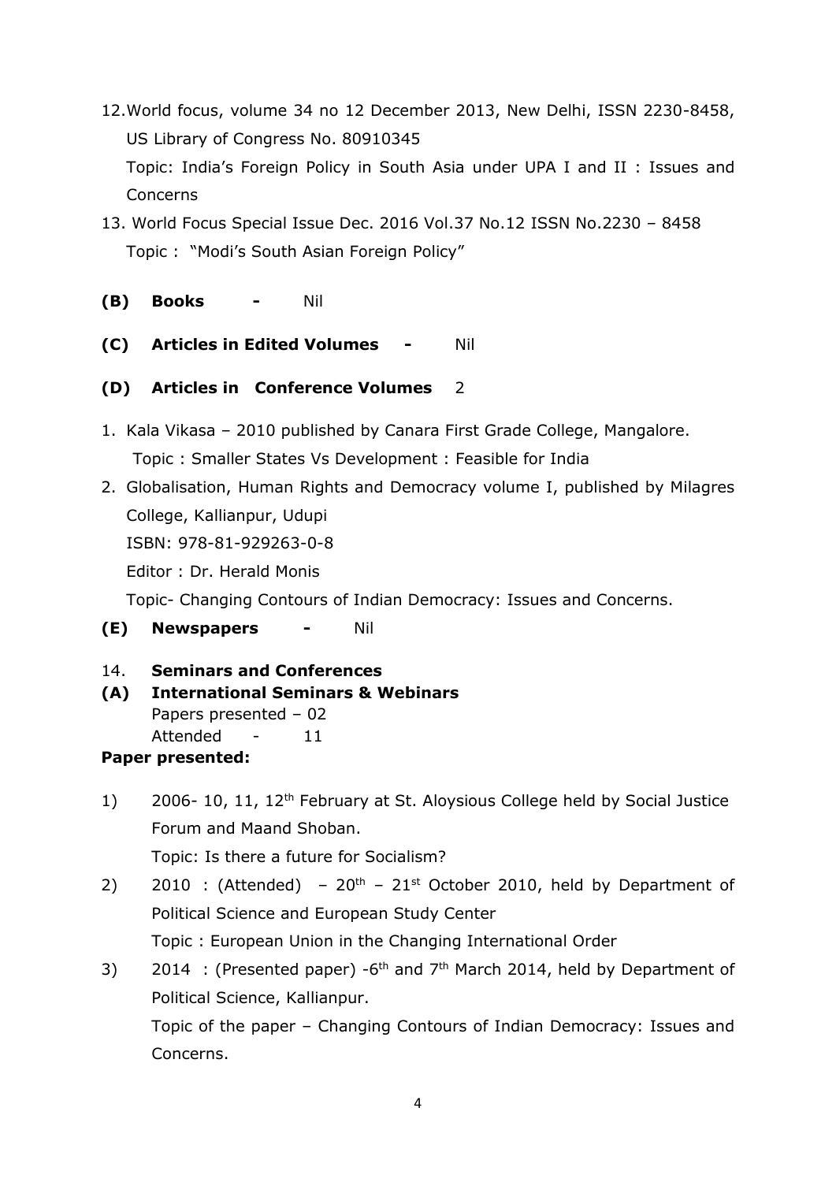12. World focus, volume 34 no 12 December 2013, New Delhi, ISSN 2230-8458, US Library of Congress No. 80910345

    Topic: India's Foreign Policy in South Asia under UPA I and II : Issues and Concerns

13. World Focus Special Issue Dec. 2016 Vol.37 No.12 ISSN No.2230 – 8458

    Topic : "Modi's South Asian Foreign Policy"

**(B) Books -** Nil

**(C) Articles in Edited Volumes -** Nil

**(D) Articles in Conference Volumes** 2

1. Kala Vikasa – 2010 published by Canara First Grade College, Mangalore.

   Topic : Smaller States Vs Development : Feasible for India

2. Globalisation, Human Rights and Democracy volume I, published by Milagres College, Kallianpur, Udupi

   ISBN: 978-81-929263-0-8

   Editor : Dr. Herald Monis

   Topic- Changing Contours of Indian Democracy: Issues and Concerns.

**(E) Newspapers -** Nil

14. **Seminars and Conferences**

**(A) International Seminars & Webinars**

Papers presented – 02

Attended - 11

**Paper presented:**

1) 2006- 10, 11, 12th February at St. Aloysious College held by Social Justice Forum and Maand Shoban.

   Topic: Is there a future for Socialism?

2) 2010 : (Attended) – 20th – 21st October 2010, held by Department of Political Science and European Study Center

   Topic : European Union in the Changing International Order

3) 2014 : (Presented paper) -6th and 7th March 2014, held by Department of Political Science, Kallianpur.

   Topic of the paper – Changing Contours of Indian Democracy: Issues and Concerns.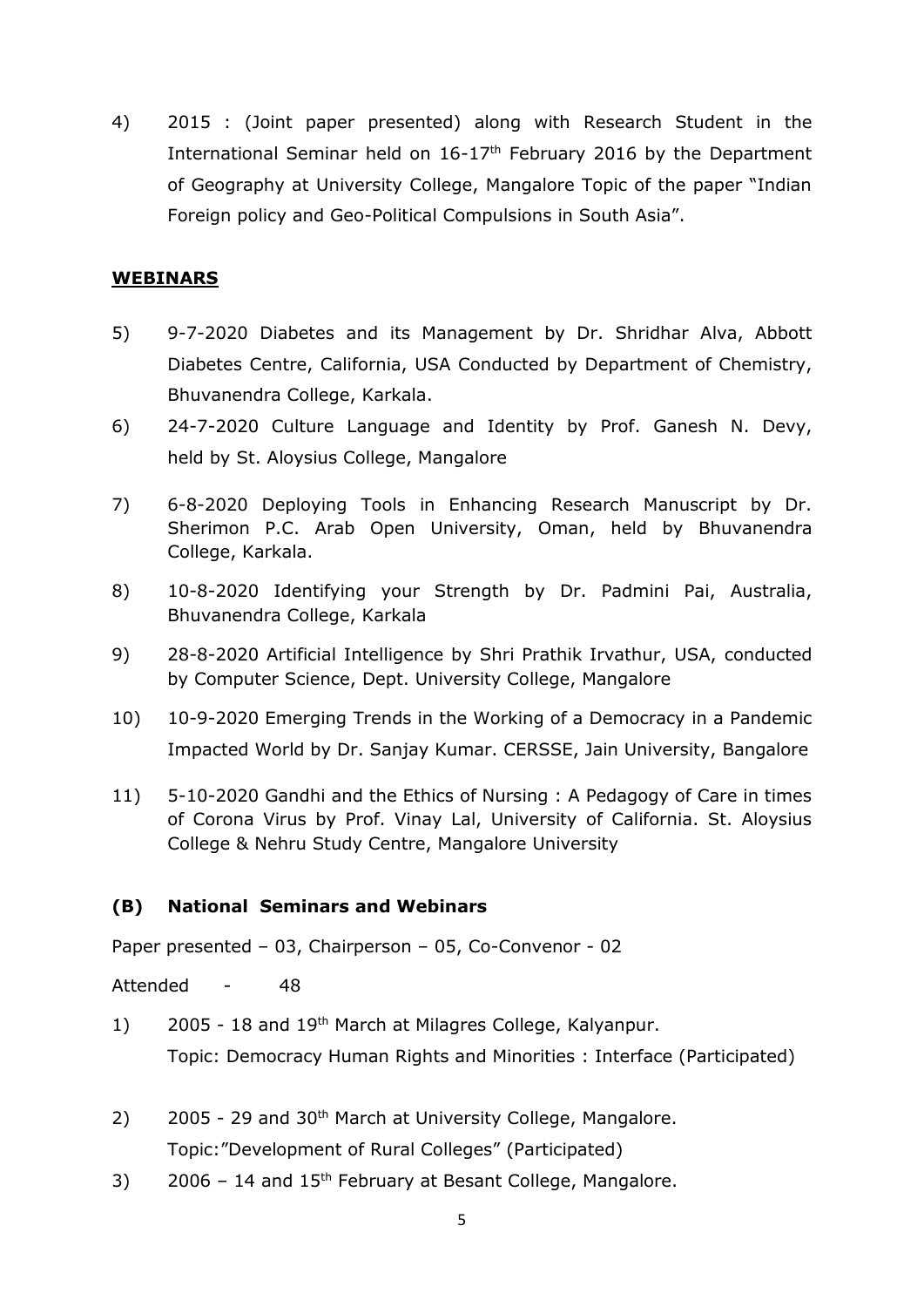4) 2015 : (Joint paper presented) along with Research Student in the International Seminar held on 16-17th February 2016 by the Department of Geography at University College, Mangalore Topic of the paper "Indian Foreign policy and Geo-Political Compulsions in South Asia".

**WEBINARS**

5) 9-7-2020 Diabetes and its Management by Dr. Shridhar Alva, Abbott Diabetes Centre, California, USA Conducted by Department of Chemistry, Bhuvanendra College, Karkala.

6) 24-7-2020 Culture Language and Identity by Prof. Ganesh N. Devy, held by St. Aloysius College, Mangalore

7) 6-8-2020 Deploying Tools in Enhancing Research Manuscript by Dr. Sherimon P.C. Arab Open University, Oman, held by Bhuvanendra College, Karkala.

8) 10-8-2020 Identifying your Strength by Dr. Padmini Pai, Australia, Bhuvanendra College, Karkala

9) 28-8-2020 Artificial Intelligence by Shri Prathik Irvathur, USA, conducted by Computer Science, Dept. University College, Mangalore

10) 10-9-2020 Emerging Trends in the Working of a Democracy in a Pandemic Impacted World by Dr. Sanjay Kumar. CERSSE, Jain University, Bangalore

11) 5-10-2020 Gandhi and the Ethics of Nursing : A Pedagogy of Care in times of Corona Virus by Prof. Vinay Lal, University of California. St. Aloysius College & Nehru Study Centre, Mangalore University

**(B) National Seminars and Webinars**

Paper presented – 03, Chairperson – 05, Co-Convenor - 02

Attended - 48

1) 2005 - 18 and 19th March at Milagres College, Kalyanpur.
Topic: Democracy Human Rights and Minorities : Interface (Participated)

2) 2005 - 29 and 30th March at University College, Mangalore.
Topic:"Development of Rural Colleges" (Participated)

3) 2006 – 14 and 15th February at Besant College, Mangalore.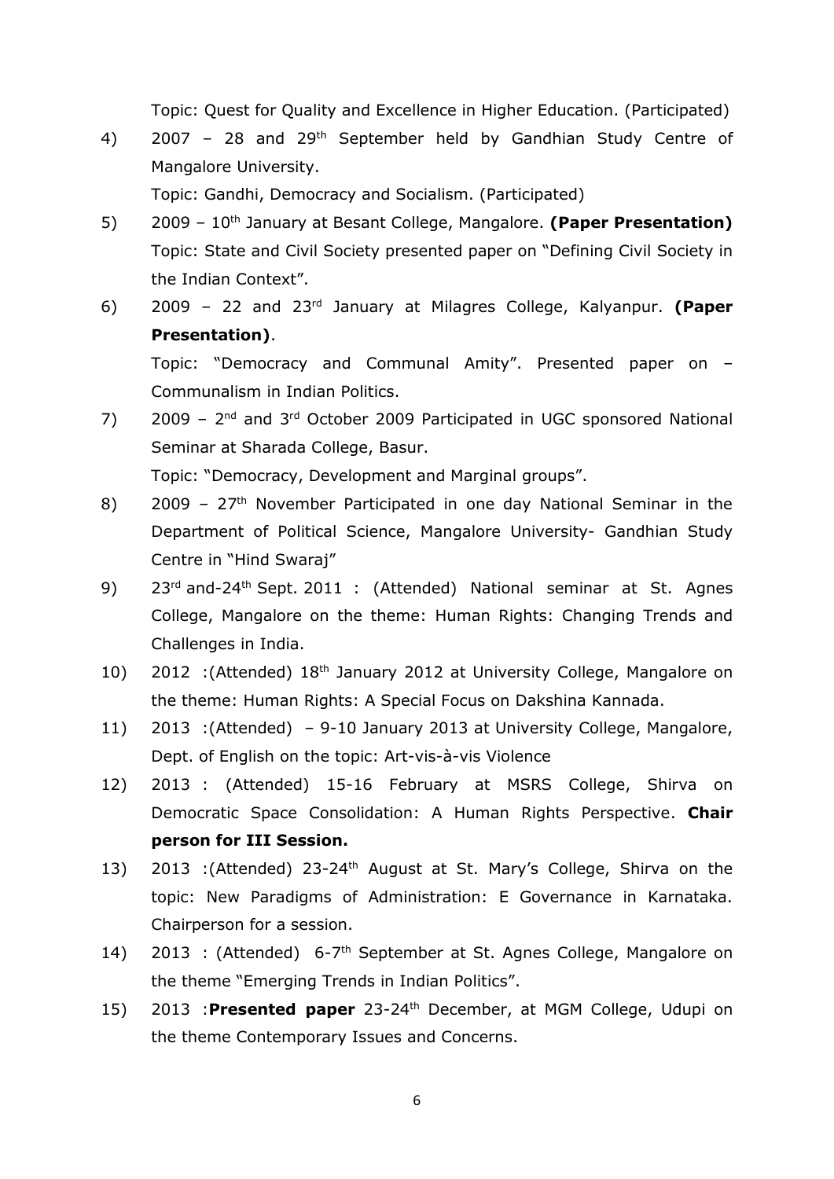Topic: Quest for Quality and Excellence in Higher Education. (Participated)

4) 2007 – 28 and 29th September held by Gandhian Study Centre of Mangalore University.
   Topic: Gandhi, Democracy and Socialism. (Participated)

5) 2009 – 10th January at Besant College, Mangalore. **(Paper Presentation)** Topic: State and Civil Society presented paper on "Defining Civil Society in the Indian Context".

6) 2009 – 22 and 23rd January at Milagres College, Kalyanpur. **(Paper Presentation)**.
   Topic: "Democracy and Communal Amity". Presented paper on – Communalism in Indian Politics.

7) 2009 – 2nd and 3rd October 2009 Participated in UGC sponsored National Seminar at Sharada College, Basur.
   Topic: "Democracy, Development and Marginal groups".

8) 2009 – 27th November Participated in one day National Seminar in the Department of Political Science, Mangalore University- Gandhian Study Centre in "Hind Swaraj"

9) 23rd and-24th Sept. 2011 : (Attended) National seminar at St. Agnes College, Mangalore on the theme: Human Rights: Changing Trends and Challenges in India.

10) 2012 :(Attended) 18th January 2012 at University College, Mangalore on the theme: Human Rights: A Special Focus on Dakshina Kannada.

11) 2013 :(Attended) – 9-10 January 2013 at University College, Mangalore, Dept. of English on the topic: Art-vis-à-vis Violence

12) 2013 : (Attended) 15-16 February at MSRS College, Shirva on Democratic Space Consolidation: A Human Rights Perspective. **Chair person for III Session.**

13) 2013 :(Attended) 23-24th August at St. Mary's College, Shirva on the topic: New Paradigms of Administration: E Governance in Karnataka. Chairperson for a session.

14) 2013 : (Attended) 6-7th September at St. Agnes College, Mangalore on the theme "Emerging Trends in Indian Politics".

15) 2013 :**Presented paper** 23-24th December, at MGM College, Udupi on the theme Contemporary Issues and Concerns.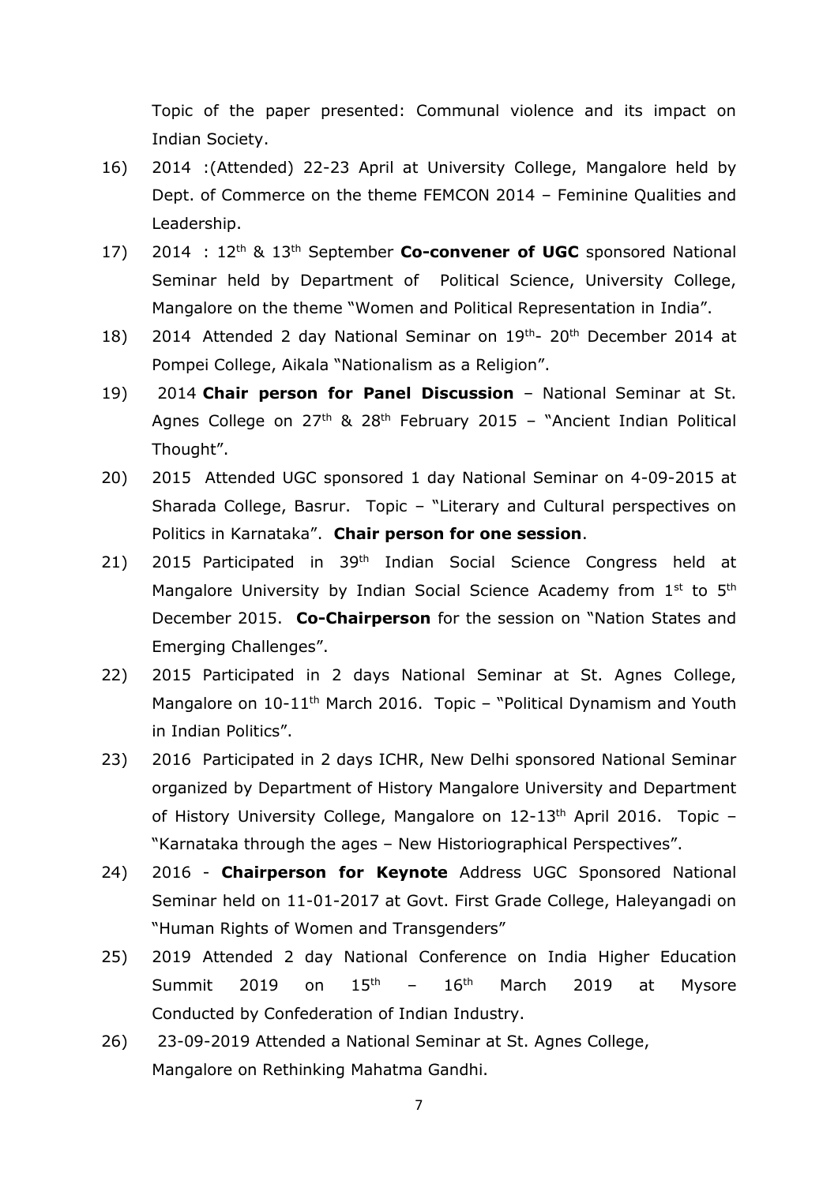Topic of the paper presented: Communal violence and its impact on Indian Society.

16) 2014 :(Attended) 22-23 April at University College, Mangalore held by Dept. of Commerce on the theme FEMCON 2014 – Feminine Qualities and Leadership.

17) 2014 : 12th & 13th September **Co-convener of UGC** sponsored National Seminar held by Department of Political Science, University College, Mangalore on the theme "Women and Political Representation in India".

18) 2014 Attended 2 day National Seminar on 19th- 20th December 2014 at Pompei College, Aikala "Nationalism as a Religion".

19) 2014 **Chair person for Panel Discussion** – National Seminar at St. Agnes College on 27th & 28th February 2015 – "Ancient Indian Political Thought".

20) 2015 Attended UGC sponsored 1 day National Seminar on 4-09-2015 at Sharada College, Basrur. Topic – "Literary and Cultural perspectives on Politics in Karnataka". **Chair person for one session**.

21) 2015 Participated in 39th Indian Social Science Congress held at Mangalore University by Indian Social Science Academy from 1st to 5th December 2015. **Co-Chairperson** for the session on "Nation States and Emerging Challenges".

22) 2015 Participated in 2 days National Seminar at St. Agnes College, Mangalore on 10-11th March 2016. Topic – "Political Dynamism and Youth in Indian Politics".

23) 2016 Participated in 2 days ICHR, New Delhi sponsored National Seminar organized by Department of History Mangalore University and Department of History University College, Mangalore on 12-13th April 2016. Topic – "Karnataka through the ages – New Historiographical Perspectives".

24) 2016 - **Chairperson for Keynote** Address UGC Sponsored National Seminar held on 11-01-2017 at Govt. First Grade College, Haleyangadi on "Human Rights of Women and Transgenders"

25) 2019 Attended 2 day National Conference on India Higher Education Summit 2019 on 15th – 16th March 2019 at Mysore Conducted by Confederation of Indian Industry.

26) 23-09-2019 Attended a National Seminar at St. Agnes College, Mangalore on Rethinking Mahatma Gandhi.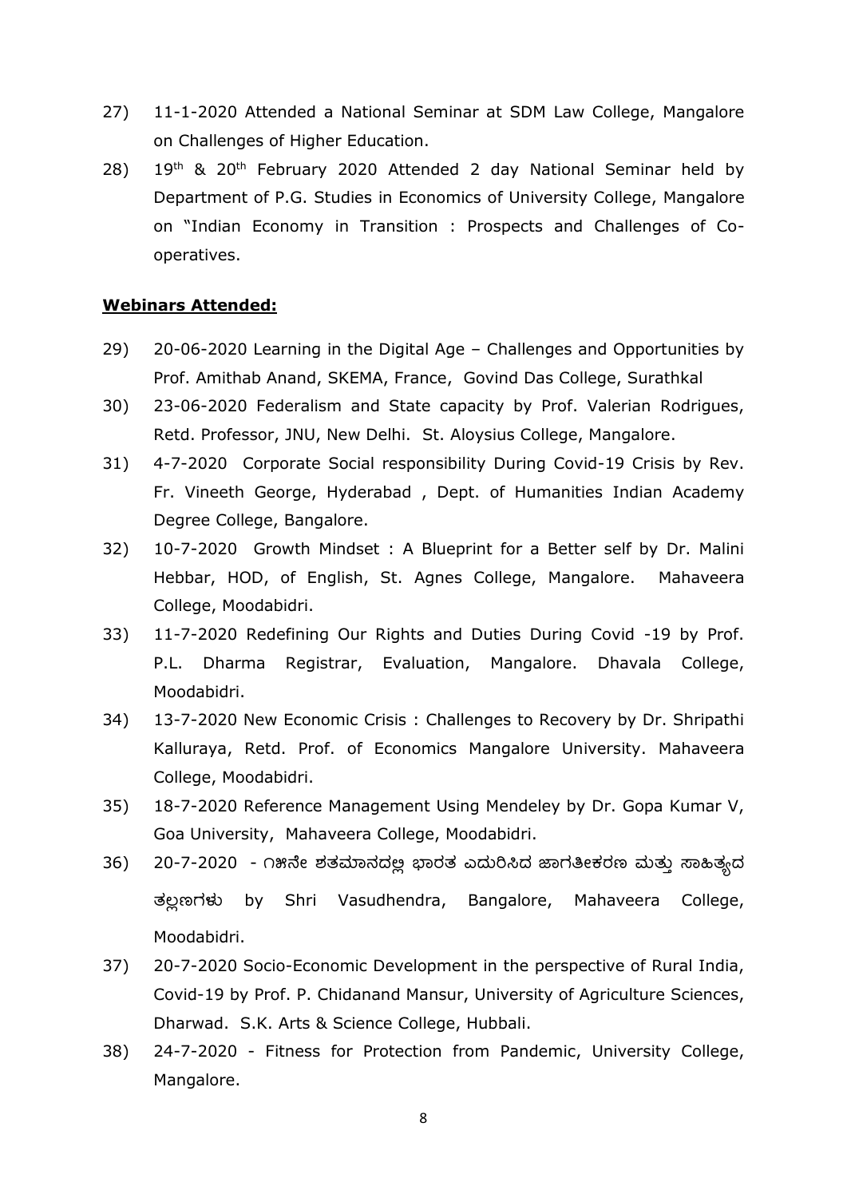27) 11-1-2020 Attended a National Seminar at SDM Law College, Mangalore on Challenges of Higher Education.

28) 19th & 20th February 2020 Attended 2 day National Seminar held by Department of P.G. Studies in Economics of University College, Mangalore on "Indian Economy in Transition : Prospects and Challenges of Co-operatives.

**Webinars Attended:**

29) 20-06-2020 Learning in the Digital Age – Challenges and Opportunities by Prof. Amithab Anand, SKEMA, France, Govind Das College, Surathkal

30) 23-06-2020 Federalism and State capacity by Prof. Valerian Rodrigues, Retd. Professor, JNU, New Delhi. St. Aloysius College, Mangalore.

31) 4-7-2020 Corporate Social responsibility During Covid-19 Crisis by Rev. Fr. Vineeth George, Hyderabad , Dept. of Humanities Indian Academy Degree College, Bangalore.

32) 10-7-2020 Growth Mindset : A Blueprint for a Better self by Dr. Malini Hebbar, HOD, of English, St. Agnes College, Mangalore. Mahaveera College, Moodabidri.

33) 11-7-2020 Redefining Our Rights and Duties During Covid -19 by Prof. P.L. Dharma Registrar, Evaluation, Mangalore. Dhavala College, Moodabidri.

34) 13-7-2020 New Economic Crisis : Challenges to Recovery by Dr. Shripathi Kalluraya, Retd. Prof. of Economics Mangalore University. Mahaveera College, Moodabidri.

35) 18-7-2020 Reference Management Using Mendeley by Dr. Gopa Kumar V, Goa University, Mahaveera College, Moodabidri.

36) 20-7-2020 - ೧೫ನೇ ಶತಮಾನದಲ್ಲಿ ಭಾರತ ಎದುರಿಸಿದ ಜಾಗತೀಕರಣ ಮತ್ತು ಸಾಹಿತ್ಯದ ತಲ್ಲಣಗಳು by Shri Vasudhendra, Bangalore, Mahaveera College, Moodabidri.

37) 20-7-2020 Socio-Economic Development in the perspective of Rural India, Covid-19 by Prof. P. Chidanand Mansur, University of Agriculture Sciences, Dharwad. S.K. Arts & Science College, Hubbali.

38) 24-7-2020 - Fitness for Protection from Pandemic, University College, Mangalore.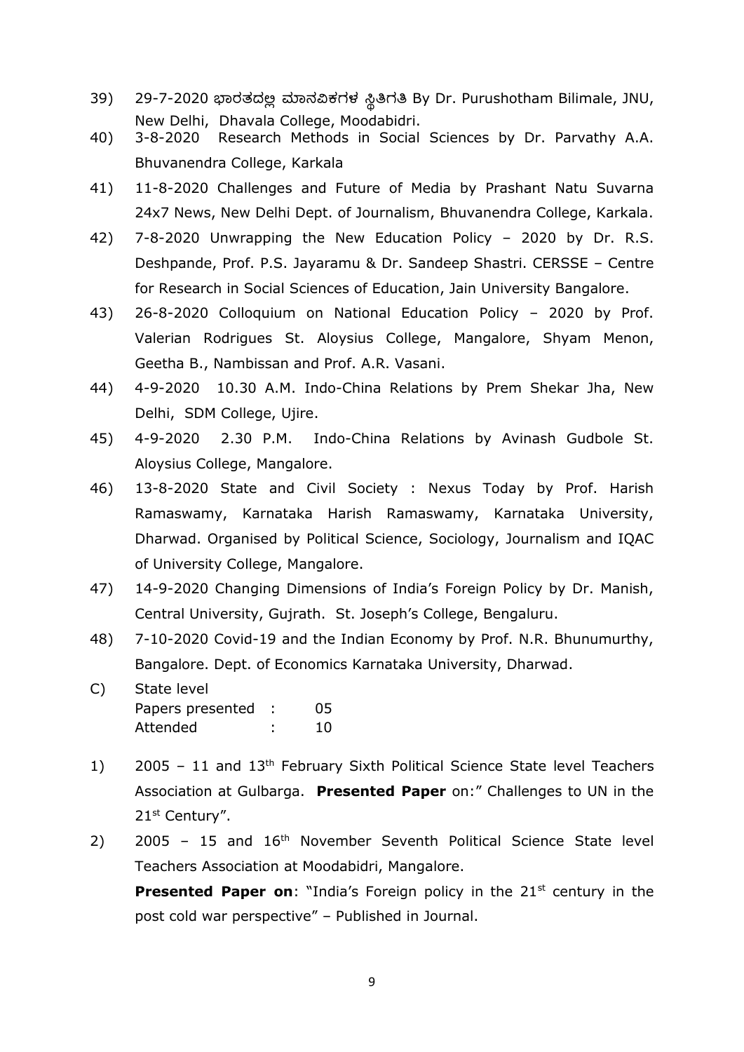39) 29-7-2020 ಭಾರತದಲ್ಲಿ ಮಾನವಿಕಗಳ ಸ್ಥಿತಿಗತಿ By Dr. Purushotham Bilimale, JNU, New Delhi, Dhavala College, Moodabidri.

40) 3-8-2020 Research Methods in Social Sciences by Dr. Parvathy A.A. Bhuvanendra College, Karkala

41) 11-8-2020 Challenges and Future of Media by Prashant Natu Suvarna 24x7 News, New Delhi Dept. of Journalism, Bhuvanendra College, Karkala.

42) 7-8-2020 Unwrapping the New Education Policy – 2020 by Dr. R.S. Deshpande, Prof. P.S. Jayaramu & Dr. Sandeep Shastri. CERSSE – Centre for Research in Social Sciences of Education, Jain University Bangalore.

43) 26-8-2020 Colloquium on National Education Policy – 2020 by Prof. Valerian Rodrigues St. Aloysius College, Mangalore, Shyam Menon, Geetha B., Nambissan and Prof. A.R. Vasani.

44) 4-9-2020 10.30 A.M. Indo-China Relations by Prem Shekar Jha, New Delhi, SDM College, Ujire.

45) 4-9-2020 2.30 P.M. Indo-China Relations by Avinash Gudbole St. Aloysius College, Mangalore.

46) 13-8-2020 State and Civil Society : Nexus Today by Prof. Harish Ramaswamy, Karnataka Harish Ramaswamy, Karnataka University, Dharwad. Organised by Political Science, Sociology, Journalism and IQAC of University College, Mangalore.

47) 14-9-2020 Changing Dimensions of India's Foreign Policy by Dr. Manish, Central University, Gujrath. St. Joseph's College, Bengaluru.

48) 7-10-2020 Covid-19 and the Indian Economy by Prof. N.R. Bhunumurthy, Bangalore. Dept. of Economics Karnataka University, Dharwad.

C) State level

Papers presented : 05
Attended : 10

1) 2005 – 11 and 13th February Sixth Political Science State level Teachers Association at Gulbarga. **Presented Paper** on:" Challenges to UN in the 21st Century".

2) 2005 – 15 and 16th November Seventh Political Science State level Teachers Association at Moodabidri, Mangalore.

**Presented Paper on**: "India's Foreign policy in the 21st century in the post cold war perspective" – Published in Journal.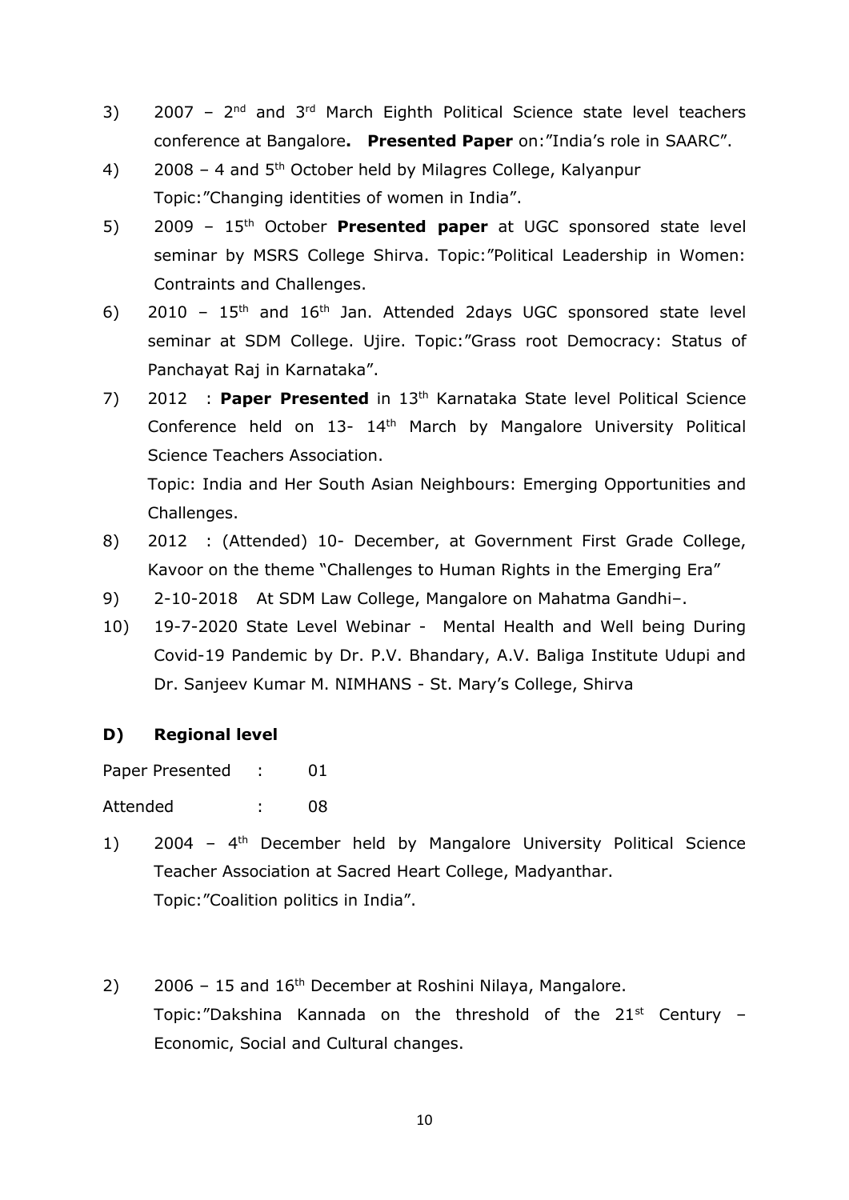3) 2007 – 2nd and 3rd March Eighth Political Science state level teachers conference at Bangalore**.** **Presented Paper** on:"India's role in SAARC".

4) 2008 – 4 and 5th October held by Milagres College, Kalyanpur
Topic:"Changing identities of women in India".

5) 2009 – 15th October **Presented paper** at UGC sponsored state level seminar by MSRS College Shirva. Topic:"Political Leadership in Women: Contraints and Challenges.

6) 2010 – 15th and 16th Jan. Attended 2days UGC sponsored state level seminar at SDM College. Ujire. Topic:"Grass root Democracy: Status of Panchayat Raj in Karnataka".

7) 2012 : **Paper Presented** in 13th Karnataka State level Political Science Conference held on 13- 14th March by Mangalore University Political Science Teachers Association.
Topic: India and Her South Asian Neighbours: Emerging Opportunities and Challenges.

8) 2012 : (Attended) 10- December, at Government First Grade College, Kavoor on the theme "Challenges to Human Rights in the Emerging Era"

9) 2-10-2018 At SDM Law College, Mangalore on Mahatma Gandhi–.

10) 19-7-2020 State Level Webinar - Mental Health and Well being During Covid-19 Pandemic by Dr. P.V. Bhandary, A.V. Baliga Institute Udupi and Dr. Sanjeev Kumar M. NIMHANS - St. Mary's College, Shirva

## D) Regional level

Paper Presented : 01

Attended : 08

1) 2004 – 4th December held by Mangalore University Political Science Teacher Association at Sacred Heart College, Madyanthar.
Topic:"Coalition politics in India".

2) 2006 – 15 and 16th December at Roshini Nilaya, Mangalore.
Topic:"Dakshina Kannada on the threshold of the 21st Century – Economic, Social and Cultural changes.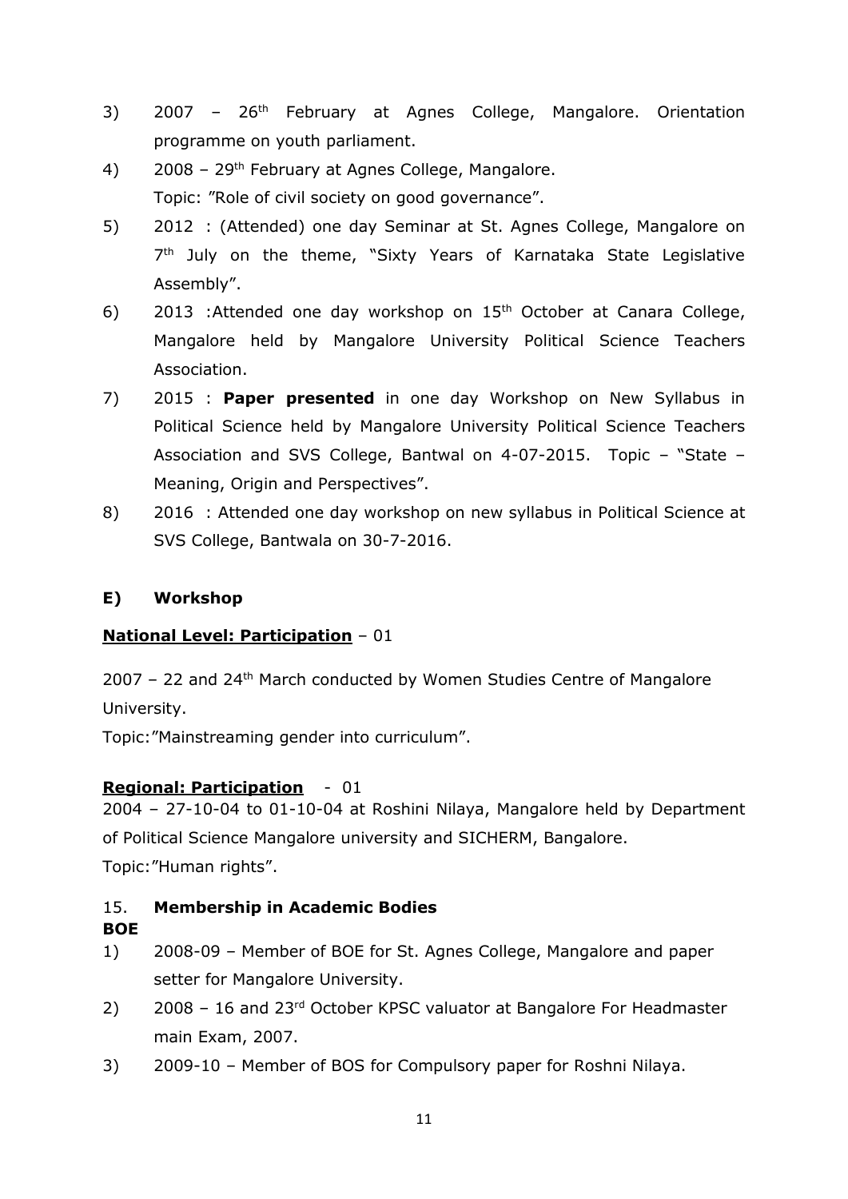3) 2007 – 26th February at Agnes College, Mangalore. Orientation programme on youth parliament.

4) 2008 – 29th February at Agnes College, Mangalore.
   Topic: "Role of civil society on good governance".

5) 2012 : (Attended) one day Seminar at St. Agnes College, Mangalore on 7th July on the theme, "Sixty Years of Karnataka State Legislative Assembly".

6) 2013 :Attended one day workshop on 15th October at Canara College, Mangalore held by Mangalore University Political Science Teachers Association.

7) 2015 : **Paper presented** in one day Workshop on New Syllabus in Political Science held by Mangalore University Political Science Teachers Association and SVS College, Bantwal on 4-07-2015. Topic – "State – Meaning, Origin and Perspectives".

8) 2016 : Attended one day workshop on new syllabus in Political Science at SVS College, Bantwala on 30-7-2016.

### E) Workshop

**National Level: Participation** – 01

2007 – 22 and 24th March conducted by Women Studies Centre of Mangalore University.

Topic:"Mainstreaming gender into curriculum".

**Regional: Participation** - 01

2004 – 27-10-04 to 01-10-04 at Roshini Nilaya, Mangalore held by Department of Political Science Mangalore university and SICHERM, Bangalore.

Topic:"Human rights".

## 15. Membership in Academic Bodies

**BOE**

1) 2008-09 – Member of BOE for St. Agnes College, Mangalore and paper setter for Mangalore University.

2) 2008 – 16 and 23rd October KPSC valuator at Bangalore For Headmaster main Exam, 2007.

3) 2009-10 – Member of BOS for Compulsory paper for Roshni Nilaya.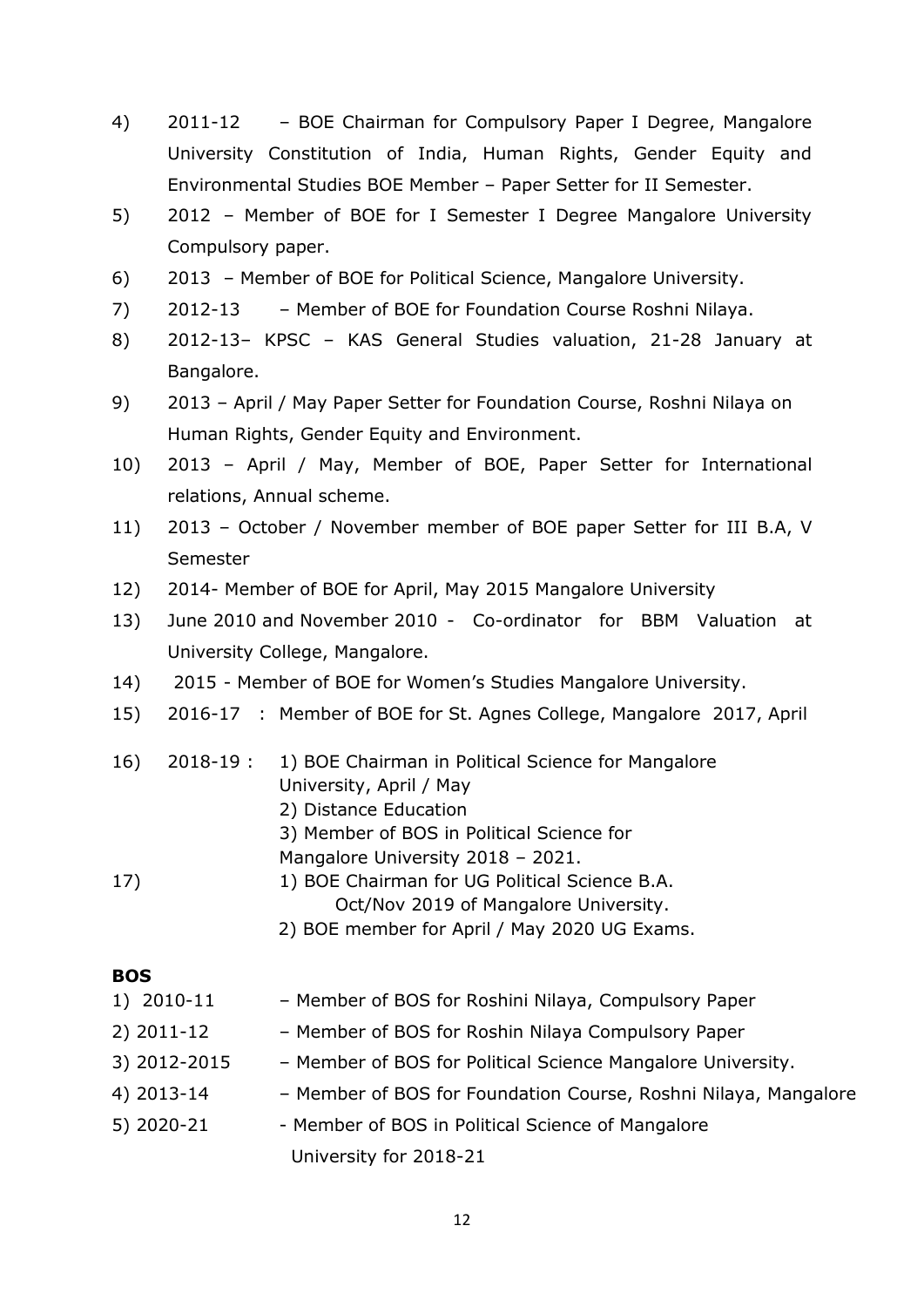4) 2011-12 – BOE Chairman for Compulsory Paper I Degree, Mangalore University Constitution of India, Human Rights, Gender Equity and Environmental Studies BOE Member – Paper Setter for II Semester.

5) 2012 – Member of BOE for I Semester I Degree Mangalore University Compulsory paper.

6) 2013 – Member of BOE for Political Science, Mangalore University.

7) 2012-13 – Member of BOE for Foundation Course Roshni Nilaya.

8) 2012-13– KPSC – KAS General Studies valuation, 21-28 January at Bangalore.

9) 2013 – April / May Paper Setter for Foundation Course, Roshni Nilaya on Human Rights, Gender Equity and Environment.

10) 2013 – April / May, Member of BOE, Paper Setter for International relations, Annual scheme.

11) 2013 – October / November member of BOE paper Setter for III B.A, V Semester

12) 2014- Member of BOE for April, May 2015 Mangalore University

13) June 2010 and November 2010 - Co-ordinator for BBM Valuation at University College, Mangalore.

14) 2015 - Member of BOE for Women's Studies Mangalore University.

15) 2016-17 : Member of BOE for St. Agnes College, Mangalore 2017, April

16) 2018-19 :
    1) BOE Chairman in Political Science for Mangalore University, April / May
    2) Distance Education
    3) Member of BOS in Political Science for Mangalore University 2018 – 2021.

17)
    1) BOE Chairman for UG Political Science B.A. Oct/Nov 2019 of Mangalore University.
    2) BOE member for April / May 2020 UG Exams.

**BOS**

1) 2010-11 – Member of BOS for Roshini Nilaya, Compulsory Paper
2) 2011-12 – Member of BOS for Roshin Nilaya Compulsory Paper
3) 2012-2015 – Member of BOS for Political Science Mangalore University.
4) 2013-14 – Member of BOS for Foundation Course, Roshni Nilaya, Mangalore
5) 2020-21 - Member of BOS in Political Science of Mangalore University for 2018-21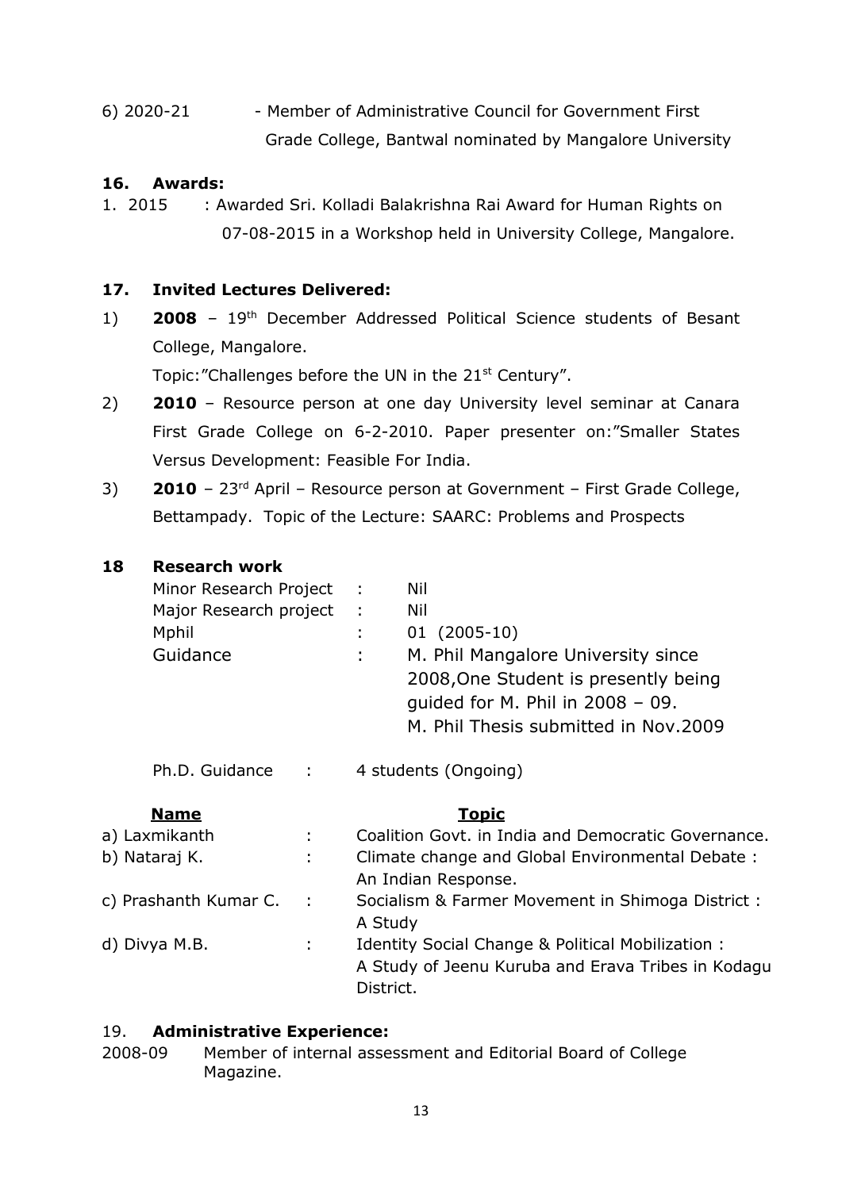6) 2020-21 - Member of Administrative Council for Government First Grade College, Bantwal nominated by Mangalore University

## 16. Awards:

1. 2015 : Awarded Sri. Kolladi Balakrishna Rai Award for Human Rights on 07-08-2015 in a Workshop held in University College, Mangalore.

## 17. Invited Lectures Delivered:

1) **2008** – 19th December Addressed Political Science students of Besant College, Mangalore.
   Topic:"Challenges before the UN in the 21st Century".
2) **2010** – Resource person at one day University level seminar at Canara First Grade College on 6-2-2010. Paper presenter on:"Smaller States Versus Development: Feasible For India.
3) **2010** – 23rd April – Resource person at Government – First Grade College, Bettampady. Topic of the Lecture: SAARC: Problems and Prospects

## 18 Research work

| | | |
|---|---|---|
| Minor Research Project | : | Nil |
| Major Research project | : | Nil |
| Mphil | : | 01 (2005-10) |
| Guidance | : | M. Phil Mangalore University since 2008,One Student is presently being guided for M. Phil in 2008 – 09. M. Phil Thesis submitted in Nov.2009 |

Ph.D. Guidance : 4 students (Ongoing)

| **Name** | | **Topic** |
|---|---|---|
| a) Laxmikanth | : | Coalition Govt. in India and Democratic Governance. |
| b) Nataraj K. | : | Climate change and Global Environmental Debate : An Indian Response. |
| c) Prashanth Kumar C. | : | Socialism & Farmer Movement in Shimoga District : A Study |
| d) Divya M.B. | : | Identity Social Change & Political Mobilization : A Study of Jeenu Kuruba and Erava Tribes in Kodagu District. |

## 19. Administrative Experience:

2008-09 Member of internal assessment and Editorial Board of College Magazine.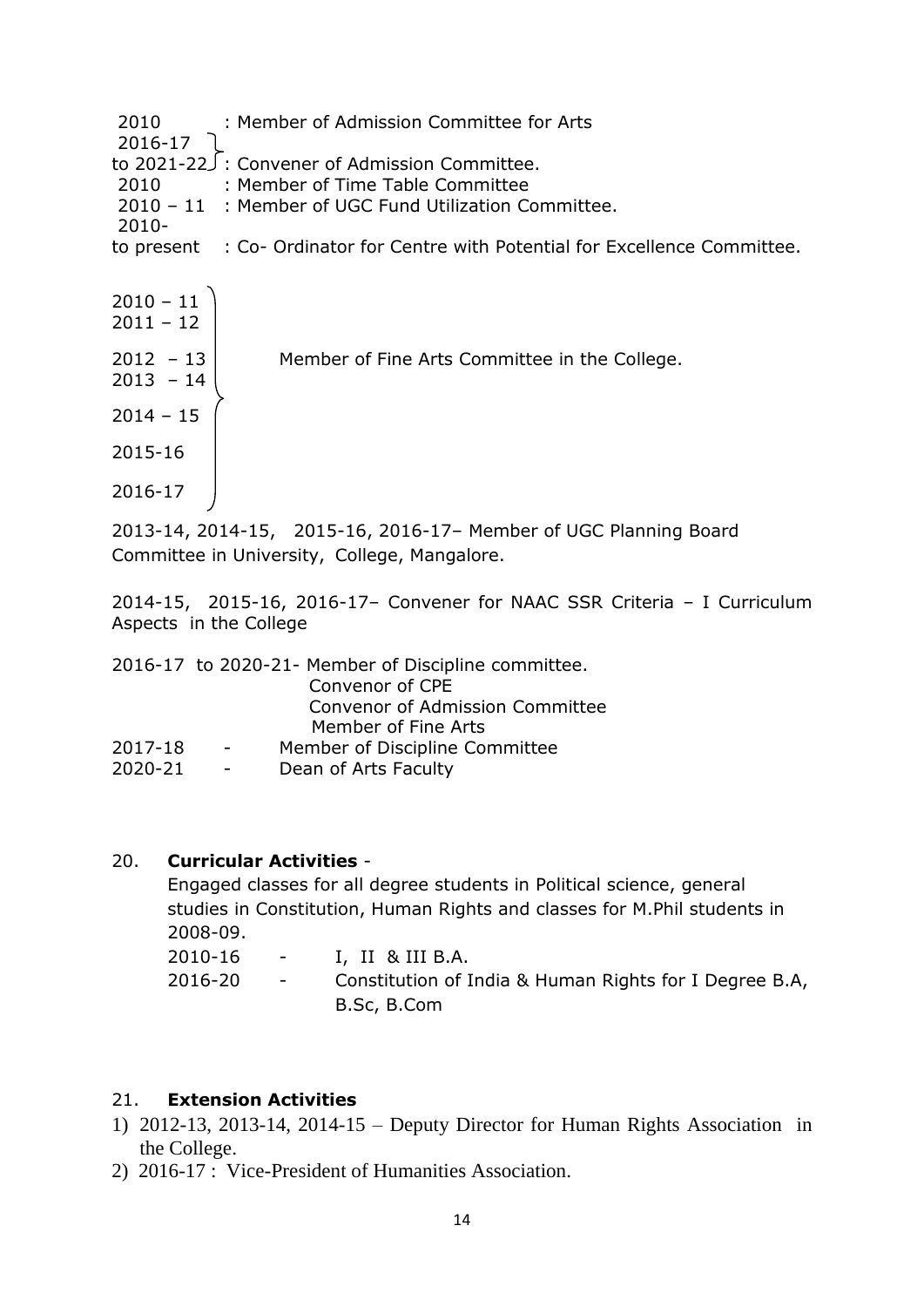2010 : Member of Admission Committee for Arts
2016-17 to 2021-22 : Convener of Admission Committee.
2010 : Member of Time Table Committee
2010 – 11 : Member of UGC Fund Utilization Committee.
2010- to present : Co- Ordinator for Centre with Potential for Excellence Committee.

2010 – 11, 2011 – 12, 2012 – 13, 2013 – 14, 2014 – 15, 2015-16, 2016-17 : Member of Fine Arts Committee in the College.

2013-14, 2014-15, 2015-16, 2016-17– Member of UGC Planning Board Committee in University, College, Mangalore.

2014-15, 2015-16, 2016-17– Convener for NAAC SSR Criteria – I Curriculum Aspects in the College

2016-17 to 2020-21- Member of Discipline committee.
Convenor of CPE
Convenor of Admission Committee
Member of Fine Arts
2017-18 - Member of Discipline Committee
2020-21 - Dean of Arts Faculty

20. **Curricular Activities** -

Engaged classes for all degree students in Political science, general studies in Constitution, Human Rights and classes for M.Phil students in 2008-09.

2010-16 - I, II & III B.A.
2016-20 - Constitution of India & Human Rights for I Degree B.A, B.Sc, B.Com

21. **Extension Activities**

1) 2012-13, 2013-14, 2014-15 – Deputy Director for Human Rights Association in the College.
2) 2016-17 : Vice-President of Humanities Association.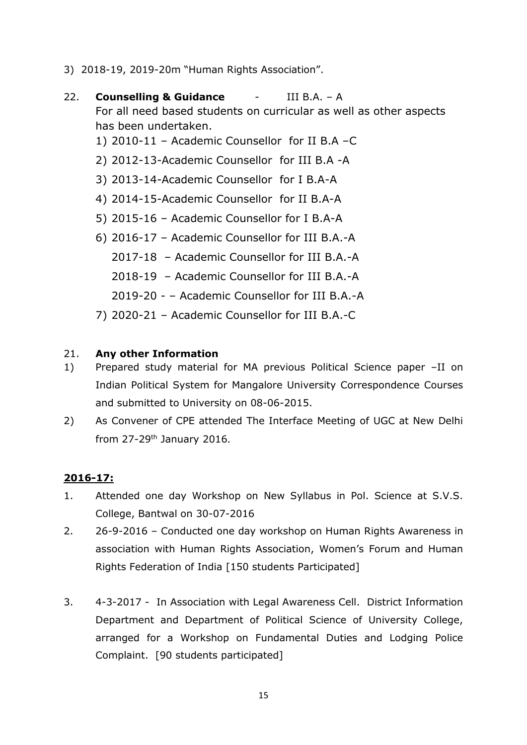3) 2018-19, 2019-20m "Human Rights Association".

22. **Counselling & Guidance** - III B.A. – A

For all need based students on curricular as well as other aspects has been undertaken.

1) 2010-11 – Academic Counsellor for II B.A –C
2) 2012-13-Academic Counsellor for III B.A -A
3) 2013-14-Academic Counsellor for I B.A-A
4) 2014-15-Academic Counsellor for II B.A-A
5) 2015-16 – Academic Counsellor for I B.A-A
6) 2016-17 – Academic Counsellor for III B.A.-A

   2017-18 – Academic Counsellor for III B.A.-A

   2018-19 – Academic Counsellor for III B.A.-A

   2019-20 - – Academic Counsellor for III B.A.-A
7) 2020-21 – Academic Counsellor for III B.A.-C

21. **Any other Information**

1) Prepared study material for MA previous Political Science paper –II on Indian Political System for Mangalore University Correspondence Courses and submitted to University on 08-06-2015.
2) As Convener of CPE attended The Interface Meeting of UGC at New Delhi from 27-29th January 2016.

**2016-17:**

1. Attended one day Workshop on New Syllabus in Pol. Science at S.V.S. College, Bantwal on 30-07-2016
2. 26-9-2016 – Conducted one day workshop on Human Rights Awareness in association with Human Rights Association, Women's Forum and Human Rights Federation of India [150 students Participated]
3. 4-3-2017 - In Association with Legal Awareness Cell. District Information Department and Department of Political Science of University College, arranged for a Workshop on Fundamental Duties and Lodging Police Complaint. [90 students participated]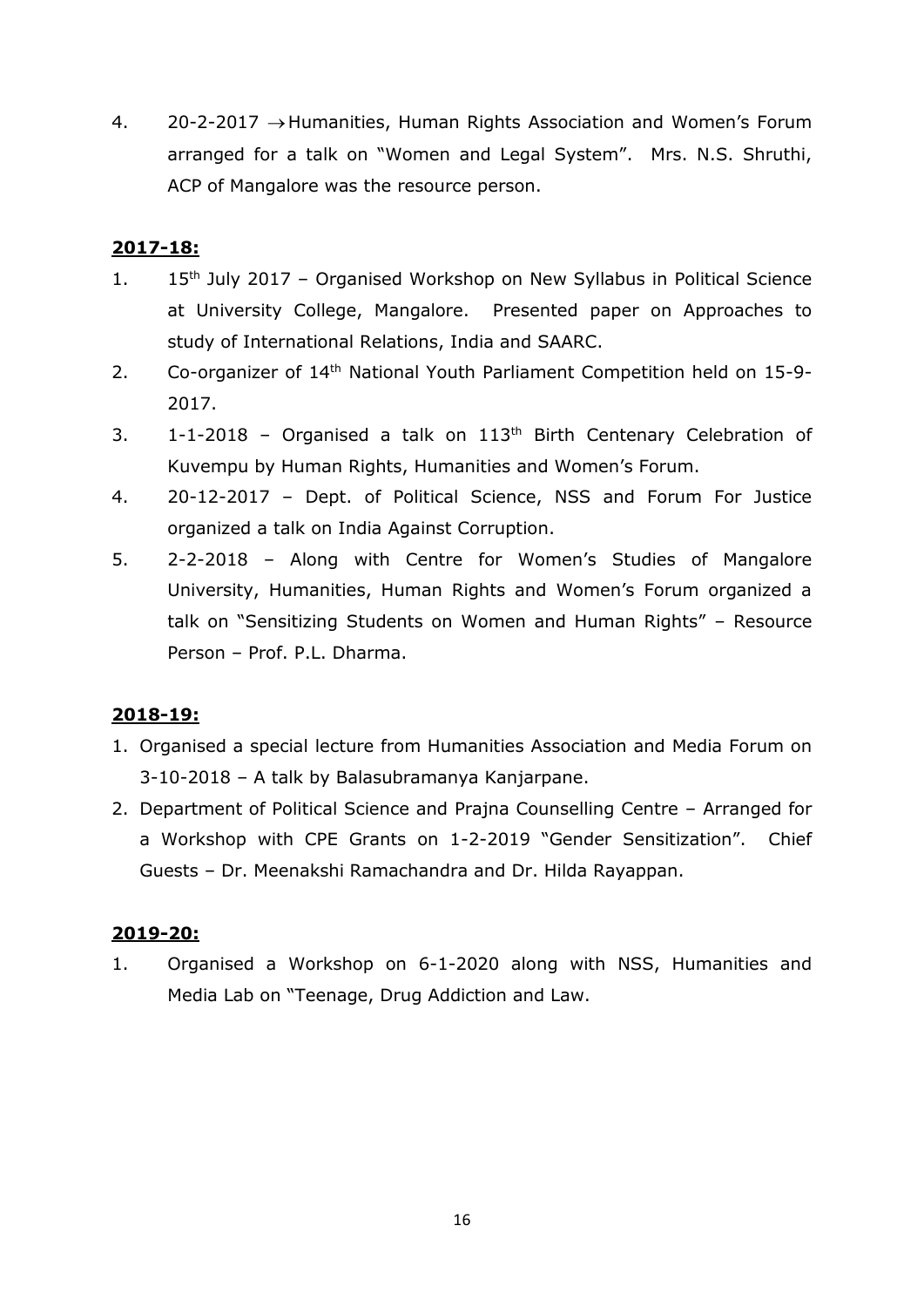4. 20-2-2017 → Humanities, Human Rights Association and Women's Forum arranged for a talk on "Women and Legal System". Mrs. N.S. Shruthi, ACP of Mangalore was the resource person.

**2017-18:**

1. 15th July 2017 – Organised Workshop on New Syllabus in Political Science at University College, Mangalore. Presented paper on Approaches to study of International Relations, India and SAARC.
2. Co-organizer of 14th National Youth Parliament Competition held on 15-9-2017.
3. 1-1-2018 – Organised a talk on 113th Birth Centenary Celebration of Kuvempu by Human Rights, Humanities and Women's Forum.
4. 20-12-2017 – Dept. of Political Science, NSS and Forum For Justice organized a talk on India Against Corruption.
5. 2-2-2018 – Along with Centre for Women's Studies of Mangalore University, Humanities, Human Rights and Women's Forum organized a talk on "Sensitizing Students on Women and Human Rights" – Resource Person – Prof. P.L. Dharma.

**2018-19:**

1. Organised a special lecture from Humanities Association and Media Forum on 3-10-2018 – A talk by Balasubramanya Kanjarpane.
2. Department of Political Science and Prajna Counselling Centre – Arranged for a Workshop with CPE Grants on 1-2-2019 "Gender Sensitization". Chief Guests – Dr. Meenakshi Ramachandra and Dr. Hilda Rayappan.

**2019-20:**

1. Organised a Workshop on 6-1-2020 along with NSS, Humanities and Media Lab on "Teenage, Drug Addiction and Law.